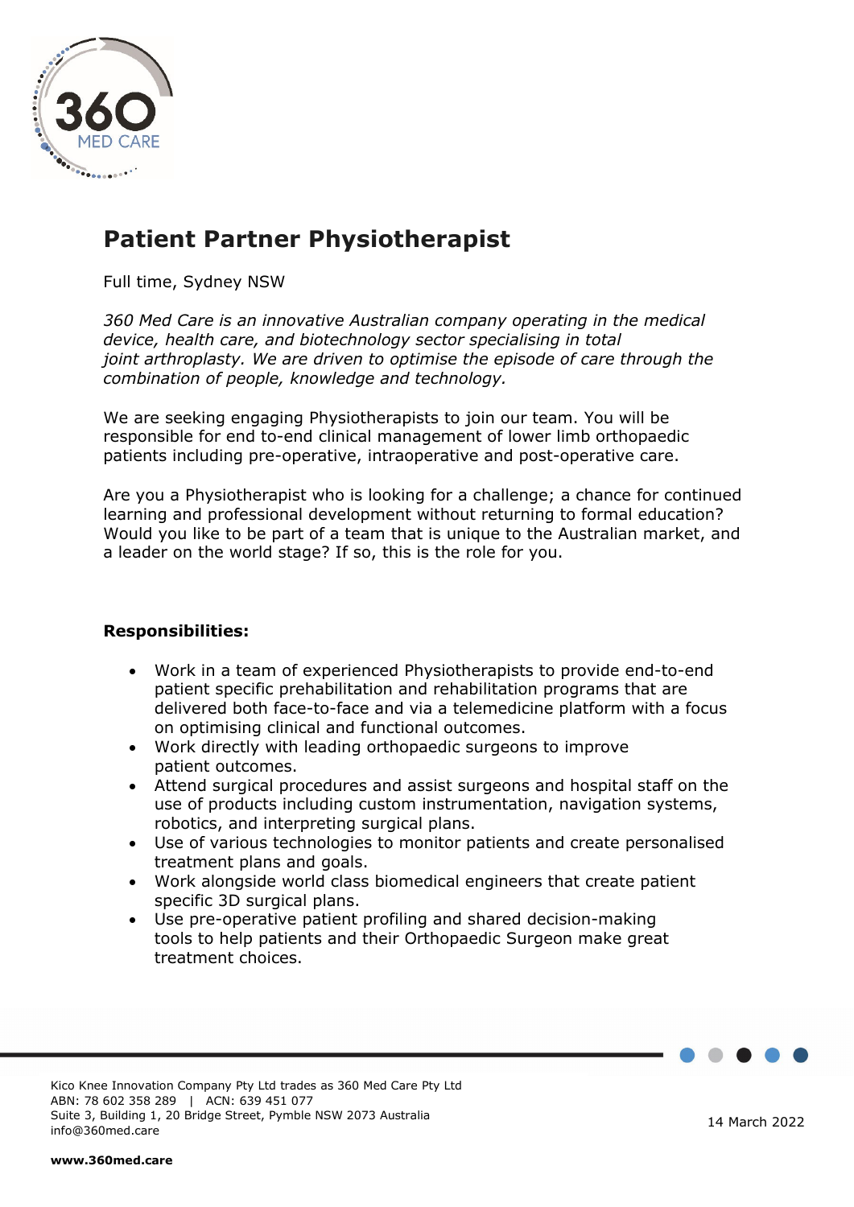# Patient Partner Physiotherapist

Full time, Sydney NSW

*360 Med Care is an innovative Australian company operating in the medical device, health care, and biotechnology sector specialising in total joint arthroplasty. We are driven to optimise the episode of care through the combination of people, knowledge and technology.*

We are seeking engaging Physiotherapists to join our team. You will be responsible for end to-end clinical management of lower limb orthopaedic patients including pre-operative, intraoperative and post-operative care.

Are you a Physiotherapist who is looking for a challenge; a chance for continued learning and professional development without returning to formal education? Would you like to be part of a team that is unique to the Australian market, and a leader on the world stage? If so, this is the role for you.

**Responsibilities:**

- Work in a team of experienced Physiotherapists to provide end-to-end patient specific prehabilitation and rehabilitation programs that are delivered both face-to-face and via a telemedicine platform with a focus on optimising clinical and functional outcomes.
- Work directly with leading orthopaedic surgeons to improve patient outcomes.
- Attend surgical procedures and assist surgeons and hospital staff on the use of products including custom instrumentation, navigation systems, robotics, and interpreting surgical plans.
- Use of various technologies to monitor patients and create personalised treatment plans and goals.
- Work alongside world class biomedical engineers that create patient specific 3D surgical plans.
- Use pre-operative patient profiling and shared decision-making tools to help patients and their Orthopaedic Surgeon make great treatment choices.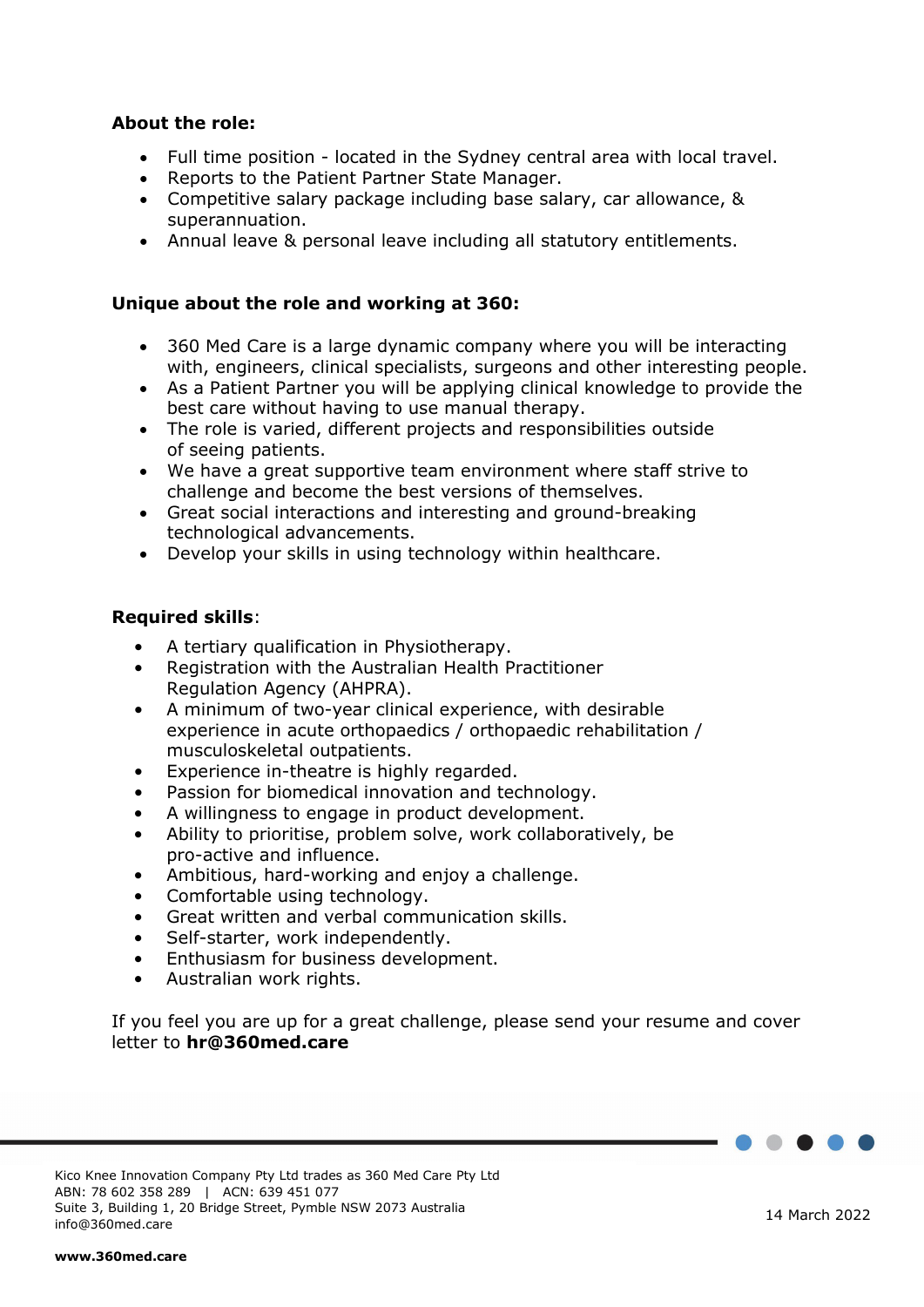**About the role:**

- Full time position - located in the Sydney central area with local travel.
- Reports to the Patient Partner State Manager.
- Competitive salary package including base salary, car allowance, & superannuation.
- Annual leave & personal leave including all statutory entitlements.

**Unique about the role and working at 360:**

- 360 Med Care is a large dynamic company where you will be interacting with, engineers, clinical specialists, surgeons and other interesting people.
- As a Patient Partner you will be applying clinical knowledge to provide the best care without having to use manual therapy.
- The role is varied, different projects and responsibilities outside of seeing patients.
- We have a great supportive team environment where staff strive to challenge and become the best versions of themselves.
- Great social interactions and interesting and ground-breaking technological advancements.
- Develop your skills in using technology within healthcare.

**Required skills**:

- A tertiary qualification in Physiotherapy.
- Registration with the Australian Health Practitioner Regulation Agency (AHPRA).
- A minimum of two-year clinical experience, with desirable experience in acute orthopaedics / orthopaedic rehabilitation / musculoskeletal outpatients.
- Experience in-theatre is highly regarded.
- Passion for biomedical innovation and technology.
- A willingness to engage in product development.
- Ability to prioritise, problem solve, work collaboratively, be pro-active and influence.
- Ambitious, hard-working and enjoy a challenge.
- Comfortable using technology.
- Great written and verbal communication skills.
- Self-starter, work independently.
- Enthusiasm for business development.
- Australian work rights.

If you feel you are up for a great challenge, please send your resume and cover letter to **hr@360med.care**

Kico Knee Innovation Company Pty Ltd trades as 360 Med Care Pty Ltd
ABN: 78 602 358 289 | ACN: 639 451 077
Suite 3, Building 1, 20 Bridge Street, Pymble NSW 2073 Australia
info@360med.care

**www.360med.care**

14 March 2022